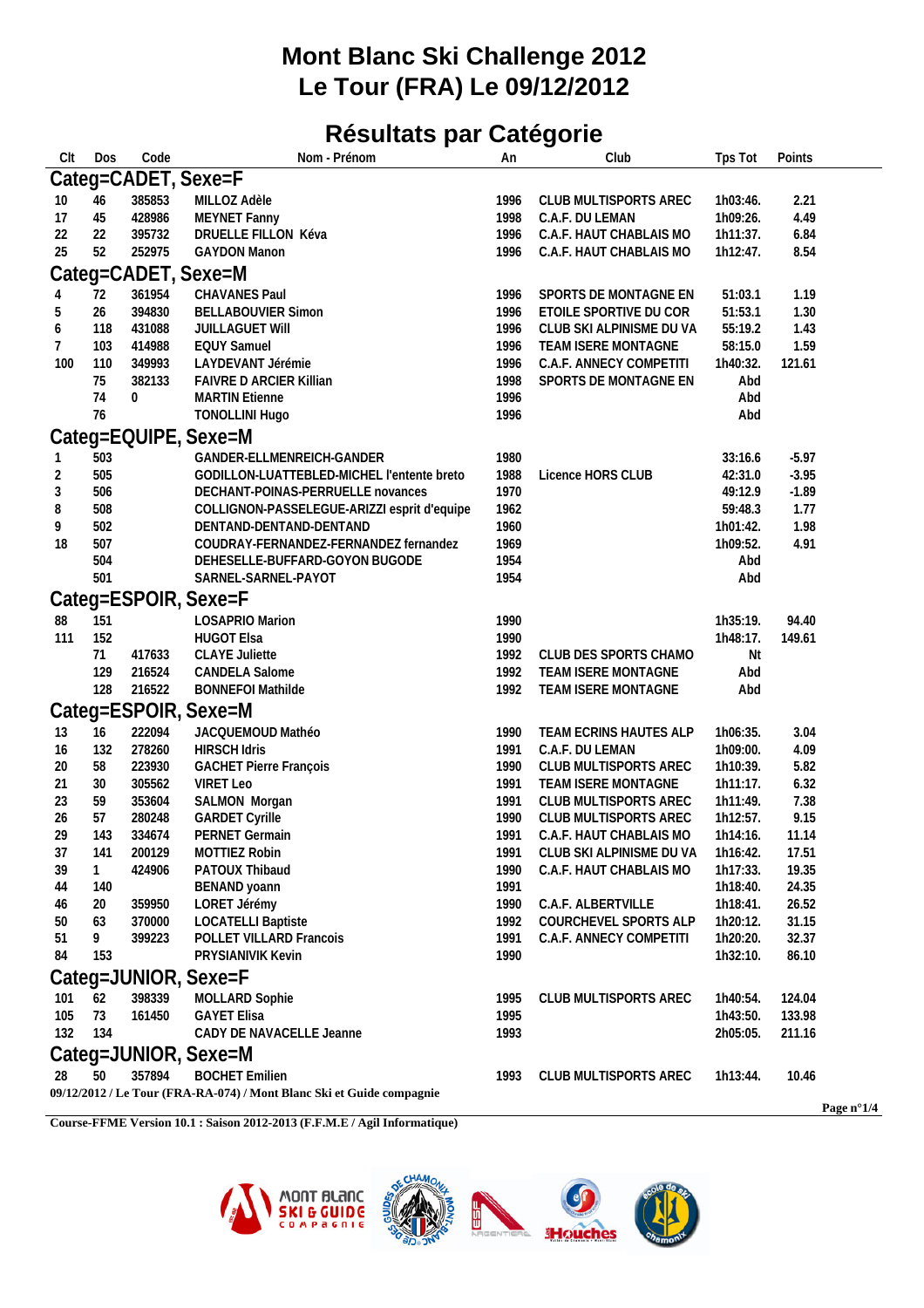# Mont Blanc Ski Challenge 2012
# Le Tour (FRA) Le 09/12/2012

## Résultats par Catégorie

| Clt | Dos | Code | Nom - Prénom | An | Club | Tps Tot | Points |
|---|---|---|---|---|---|---|---|
| **Categ=CADET, Sexe=F** | | | | | | | |
| 10 | 46 | 385853 | MILLOZ Adèle | 1996 | CLUB MULTISPORTS AREC | 1h03:46. | 2.21 |
| 17 | 45 | 428986 | MEYNET Fanny | 1998 | C.A.F. DU LEMAN | 1h09:26. | 4.49 |
| 22 | 22 | 395732 | DRUELLE FILLON Kéva | 1996 | C.A.F. HAUT CHABLAIS MO | 1h11:37. | 6.84 |
| 25 | 52 | 252975 | GAYDON Manon | 1996 | C.A.F. HAUT CHABLAIS MO | 1h12:47. | 8.54 |
| **Categ=CADET, Sexe=M** | | | | | | | |
| 4 | 72 | 361954 | CHAVANES Paul | 1996 | SPORTS DE MONTAGNE EN | 51:03.1 | 1.19 |
| 5 | 26 | 394830 | BELLABOUVIER Simon | 1996 | ETOILE SPORTIVE DU COR | 51:53.1 | 1.30 |
| 6 | 118 | 431088 | JUILLAGUET Will | 1996 | CLUB SKI ALPINISME DU VA | 55:19.2 | 1.43 |
| 7 | 103 | 414988 | EQUY Samuel | 1996 | TEAM ISERE MONTAGNE | 58:15.0 | 1.59 |
| 100 | 110 | 349993 | LAYDEVANT Jérémie | 1996 | C.A.F. ANNECY COMPETITI | 1h40:32. | 121.61 |
| | 75 | 382133 | FAIVRE D ARCIER Killian | 1998 | SPORTS DE MONTAGNE EN | Abd | |
| | 74 | 0 | MARTIN Etienne | 1996 | | Abd | |
| | 76 | | TONOLLINI Hugo | 1996 | | Abd | |
| **Categ=EQUIPE, Sexe=M** | | | | | | | |
| 1 | 503 | | GANDER-ELLMENREICH-GANDER | 1980 | | 33:16.6 | -5.97 |
| 2 | 505 | | GODILLON-LUATTEBLED-MICHEL l'entente breto | 1988 | Licence HORS CLUB | 42:31.0 | -3.95 |
| 3 | 506 | | DECHANT-POINAS-PERRUELLE novances | 1970 | | 49:12.9 | -1.89 |
| 8 | 508 | | COLLIGNON-PASSELEGUE-ARIZZI esprit d'equipe | 1962 | | 59:48.3 | 1.77 |
| 9 | 502 | | DENTAND-DENTAND-DENTAND | 1960 | | 1h01:42. | 1.98 |
| 18 | 507 | | COUDRAY-FERNANDEZ-FERNANDEZ fernandez | 1969 | | 1h09:52. | 4.91 |
| | 504 | | DEHESELLE-BUFFARD-GOYON BUGODE | 1954 | | Abd | |
| | 501 | | SARNEL-SARNEL-PAYOT | 1954 | | Abd | |
| **Categ=ESPOIR, Sexe=F** | | | | | | | |
| 88 | 151 | | LOSAPRIO Marion | 1990 | | 1h35:19. | 94.40 |
| 111 | 152 | | HUGOT Elsa | 1990 | | 1h48:17. | 149.61 |
| | 71 | 417633 | CLAYE Juliette | 1992 | CLUB DES SPORTS CHAMO | Nt | |
| | 129 | 216524 | CANDELA Salome | 1992 | TEAM ISERE MONTAGNE | Abd | |
| | 128 | 216522 | BONNEFOI Mathilde | 1992 | TEAM ISERE MONTAGNE | Abd | |
| **Categ=ESPOIR, Sexe=M** | | | | | | | |
| 13 | 16 | 222094 | JACQUEMOUD Mathéo | 1990 | TEAM ECRINS HAUTES ALP | 1h06:35. | 3.04 |
| 16 | 132 | 278260 | HIRSCH Idris | 1991 | C.A.F. DU LEMAN | 1h09:00. | 4.09 |
| 20 | 58 | 223930 | GACHET Pierre François | 1990 | CLUB MULTISPORTS AREC | 1h10:39. | 5.82 |
| 21 | 30 | 305562 | VIRET Leo | 1991 | TEAM ISERE MONTAGNE | 1h11:17. | 6.32 |
| 23 | 59 | 353604 | SALMON Morgan | 1991 | CLUB MULTISPORTS AREC | 1h11:49. | 7.38 |
| 26 | 57 | 280248 | GARDET Cyrille | 1990 | CLUB MULTISPORTS AREC | 1h12:57. | 9.15 |
| 29 | 143 | 334674 | PERNET Germain | 1991 | C.A.F. HAUT CHABLAIS MO | 1h14:16. | 11.14 |
| 37 | 141 | 200129 | MOTTIEZ Robin | 1991 | CLUB SKI ALPINISME DU VA | 1h16:42. | 17.51 |
| 39 | 1 | 424906 | PATOUX Thibaud | 1990 | C.A.F. HAUT CHABLAIS MO | 1h17:33. | 19.35 |
| 44 | 140 | | BENAND yoann | 1991 | | 1h18:40. | 24.35 |
| 46 | 20 | 359950 | LORET Jérémy | 1990 | C.A.F. ALBERTVILLE | 1h18:41. | 26.52 |
| 50 | 63 | 370000 | LOCATELLI Baptiste | 1992 | COURCHEVEL SPORTS ALP | 1h20:12. | 31.15 |
| 51 | 9 | 399223 | POLLET VILLARD Francois | 1991 | C.A.F. ANNECY COMPETITI | 1h20:20. | 32.37 |
| 84 | 153 | | PRYSIANIVIK Kevin | 1990 | | 1h32:10. | 86.10 |
| **Categ=JUNIOR, Sexe=F** | | | | | | | |
| 101 | 62 | 398339 | MOLLARD Sophie | 1995 | CLUB MULTISPORTS AREC | 1h40:54. | 124.04 |
| 105 | 73 | 161450 | GAYET Elisa | 1995 | | 1h43:50. | 133.98 |
| 132 | 134 | | CADY DE NAVACELLE Jeanne | 1993 | | 2h05:05. | 211.16 |
| **Categ=JUNIOR, Sexe=M** | | | | | | | |
| 28 | 50 | 357894 | BOCHET Emilien | 1993 | CLUB MULTISPORTS AREC | 1h13:44. | 10.46 |

**09/12/2012 / Le Tour (FRA-RA-074) / Mont Blanc Ski et Guide compagnie**

**Course-FFME Version 10.1 : Saison 2012-2013 (F.F.M.E / Agil Informatique)**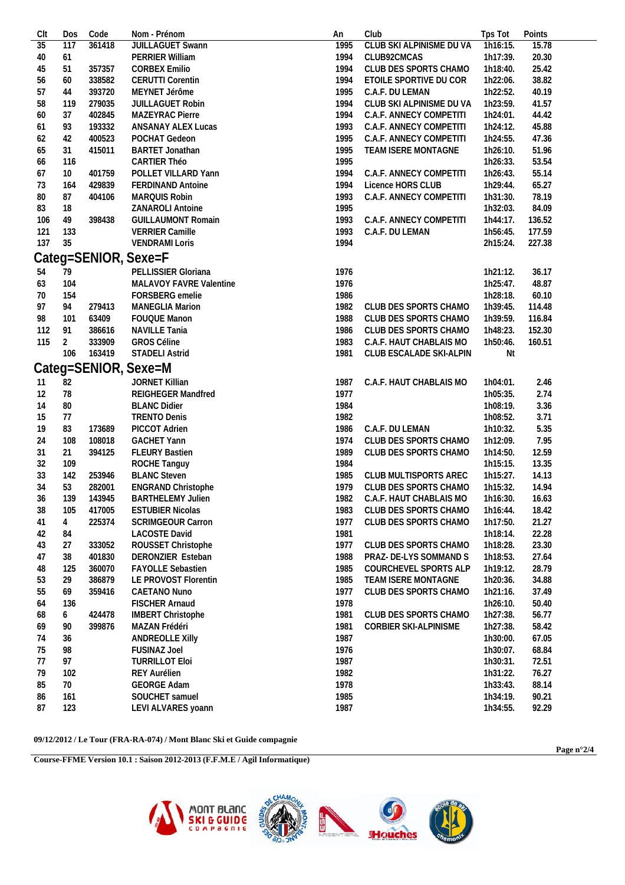| Clt | Dos | Code | Nom - Prénom | An | Club | Tps Tot | Points |
|---|---|---|---|---|---|---|---|
| 35 | 117 | 361418 | JUILLAGUET Swann | 1995 | CLUB SKI ALPINISME DU VA | 1h16:15. | 15.78 |
| 40 | 61 | | PERRIER William | 1994 | CLUB92CMCAS | 1h17:39. | 20.30 |
| 45 | 51 | 357357 | CORBEX Emilio | 1994 | CLUB DES SPORTS CHAMO | 1h18:40. | 25.42 |
| 56 | 60 | 338582 | CERUTTI Corentin | 1994 | ETOILE SPORTIVE DU COR | 1h22:06. | 38.82 |
| 57 | 44 | 393720 | MEYNET Jérôme | 1995 | C.A.F. DU LEMAN | 1h22:52. | 40.19 |
| 58 | 119 | 279035 | JUILLAGUET Robin | 1994 | CLUB SKI ALPINISME DU VA | 1h23:59. | 41.57 |
| 60 | 37 | 402845 | MAZEYRAC Pierre | 1994 | C.A.F. ANNECY COMPETITI | 1h24:01. | 44.42 |
| 61 | 93 | 193332 | ANSANAY ALEX Lucas | 1993 | C.A.F. ANNECY COMPETITI | 1h24:12. | 45.88 |
| 62 | 42 | 400523 | POCHAT Gedeon | 1995 | C.A.F. ANNECY COMPETITI | 1h24:55. | 47.36 |
| 65 | 31 | 415011 | BARTET Jonathan | 1995 | TEAM ISERE MONTAGNE | 1h26:10. | 51.96 |
| 66 | 116 | | CARTIER Théo | 1995 | | 1h26:33. | 53.54 |
| 67 | 10 | 401759 | POLLET VILLARD Yann | 1994 | C.A.F. ANNECY COMPETITI | 1h26:43. | 55.14 |
| 73 | 164 | 429839 | FERDINAND Antoine | 1994 | Licence HORS CLUB | 1h29:44. | 65.27 |
| 80 | 87 | 404106 | MARQUIS Robin | 1993 | C.A.F. ANNECY COMPETITI | 1h31:30. | 78.19 |
| 83 | 18 | | ZANAROLI Antoine | 1995 | | 1h32:03. | 84.09 |
| 106 | 49 | 398438 | GUILLAUMONT Romain | 1993 | C.A.F. ANNECY COMPETITI | 1h44:17. | 136.52 |
| 121 | 133 | | VERRIER Camille | 1993 | C.A.F. DU LEMAN | 1h56:45. | 177.59 |
| 137 | 35 | | VENDRAMI Loris | 1994 | | 2h15:24. | 227.38 |

## Categ=SENIOR, Sexe=F

| Clt | Dos | Code | Nom - Prénom | An | Club | Tps Tot | Points |
|---|---|---|---|---|---|---|---|
| 54 | 79 | | PELLISSIER Gloriana | 1976 | | 1h21:12. | 36.17 |
| 63 | 104 | | MALAVOY FAVRE Valentine | 1976 | | 1h25:47. | 48.87 |
| 70 | 154 | | FORSBERG emelie | 1986 | | 1h28:18. | 60.10 |
| 97 | 94 | 279413 | MANEGLIA Marion | 1982 | CLUB DES SPORTS CHAMO | 1h39:45. | 114.48 |
| 98 | 101 | 63409 | FOUQUE Manon | 1988 | CLUB DES SPORTS CHAMO | 1h39:59. | 116.84 |
| 112 | 91 | 386616 | NAVILLE Tania | 1986 | CLUB DES SPORTS CHAMO | 1h48:23. | 152.30 |
| 115 | 2 | 333909 | GROS Céline | 1983 | C.A.F. HAUT CHABLAIS MO | 1h50:46. | 160.51 |
| | 106 | 163419 | STADELI Astrid | 1981 | CLUB ESCALADE SKI-ALPIN | Nt | |

## Categ=SENIOR, Sexe=M

| Clt | Dos | Code | Nom - Prénom | An | Club | Tps Tot | Points |
|---|---|---|---|---|---|---|---|
| 11 | 82 | | JORNET Killian | 1987 | C.A.F. HAUT CHABLAIS MO | 1h04:01. | 2.46 |
| 12 | 78 | | REIGHEGER Mandfred | 1977 | | 1h05:35. | 2.74 |
| 14 | 80 | | BLANC Didier | 1984 | | 1h08:19. | 3.36 |
| 15 | 77 | | TRENTO Denis | 1982 | | 1h08:52. | 3.71 |
| 19 | 83 | 173689 | PICCOT Adrien | 1986 | C.A.F. DU LEMAN | 1h10:32. | 5.35 |
| 24 | 108 | 108018 | GACHET Yann | 1974 | CLUB DES SPORTS CHAMO | 1h12:09. | 7.95 |
| 31 | 21 | 394125 | FLEURY Bastien | 1989 | CLUB DES SPORTS CHAMO | 1h14:50. | 12.59 |
| 32 | 109 | | ROCHE Tanguy | 1984 | | 1h15:15. | 13.35 |
| 33 | 142 | 253946 | BLANC Steven | 1985 | CLUB MULTISPORTS AREC | 1h15:27. | 14.13 |
| 34 | 53 | 282001 | ENGRAND Christophe | 1979 | CLUB DES SPORTS CHAMO | 1h15:32. | 14.94 |
| 36 | 139 | 143945 | BARTHELEMY Julien | 1982 | C.A.F. HAUT CHABLAIS MO | 1h16:30. | 16.63 |
| 38 | 105 | 417005 | ESTUBIER Nicolas | 1983 | CLUB DES SPORTS CHAMO | 1h16:44. | 18.42 |
| 41 | 4 | 225374 | SCRIMGEOUR Carron | 1977 | CLUB DES SPORTS CHAMO | 1h17:50. | 21.27 |
| 42 | 84 | | LACOSTE David | 1981 | | 1h18:14. | 22.28 |
| 43 | 27 | 333052 | ROUSSET Christophe | 1977 | CLUB DES SPORTS CHAMO | 1h18:28. | 23.30 |
| 47 | 38 | 401830 | DERONZIER Esteban | 1988 | PRAZ- DE-LYS SOMMAND S | 1h18:53. | 27.64 |
| 48 | 125 | 360070 | FAYOLLE Sebastien | 1985 | COURCHEVEL SPORTS ALP | 1h19:12. | 28.79 |
| 53 | 29 | 386879 | LE PROVOST Florentin | 1985 | TEAM ISERE MONTAGNE | 1h20:36. | 34.88 |
| 55 | 69 | 359416 | CAETANO Nuno | 1977 | CLUB DES SPORTS CHAMO | 1h21:16. | 37.49 |
| 64 | 136 | | FISCHER Arnaud | 1978 | | 1h26:10. | 50.40 |
| 68 | 6 | 424478 | IMBERT Christophe | 1981 | CLUB DES SPORTS CHAMO | 1h27:38. | 56.77 |
| 69 | 90 | 399876 | MAZAN Frédéri | 1981 | CORBIER SKI-ALPINISME | 1h27:38. | 58.42 |
| 74 | 36 | | ANDREOLLE Xilly | 1987 | | 1h30:00. | 67.05 |
| 75 | 98 | | FUSINAZ Joel | 1976 | | 1h30:07. | 68.84 |
| 77 | 97 | | TURRILLOT Eloi | 1987 | | 1h30:31. | 72.51 |
| 79 | 102 | | REY Aurélien | 1982 | | 1h31:22. | 76.27 |
| 85 | 70 | | GEORGE Adam | 1978 | | 1h33:43. | 88.14 |
| 86 | 161 | | SOUCHET samuel | 1985 | | 1h34:19. | 90.21 |
| 87 | 123 | | LEVI ALVARES yoann | 1987 | | 1h34:55. | 92.29 |

**09/12/2012 / Le Tour (FRA-RA-074) / Mont Blanc Ski et Guide compagnie**

**Course-FFME Version 10.1 : Saison 2012-2013 (F.F.M.E / Agil Informatique)**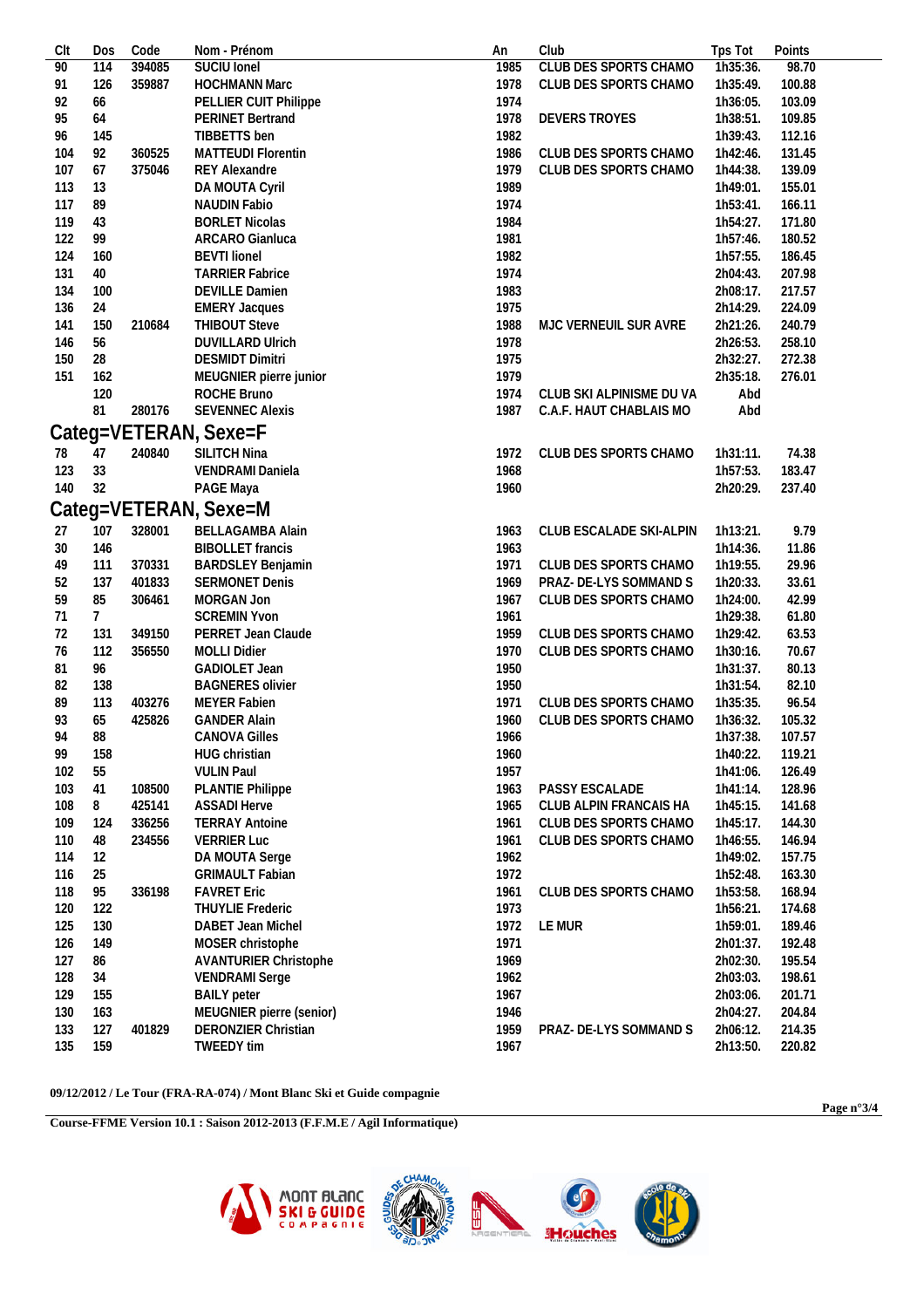| Clt | Dos | Code | Nom - Prénom | An | Club | Tps Tot | Points |
|---|---|---|---|---|---|---|---|
| 90 | 114 | 394085 | SUCIU Ionel | 1985 | CLUB DES SPORTS CHAMO | 1h35:36. | 98.70 |
| 91 | 126 | 359887 | HOCHMANN Marc | 1978 | CLUB DES SPORTS CHAMO | 1h35:49. | 100.88 |
| 92 | 66 | | PELLIER CUIT Philippe | 1974 | | 1h36:05. | 103.09 |
| 95 | 64 | | PERINET Bertrand | 1978 | DEVERS TROYES | 1h38:51. | 109.85 |
| 96 | 145 | | TIBBETTS ben | 1982 | | 1h39:43. | 112.16 |
| 104 | 92 | 360525 | MATTEUDI Florentin | 1986 | CLUB DES SPORTS CHAMO | 1h42:46. | 131.45 |
| 107 | 67 | 375046 | REY Alexandre | 1979 | CLUB DES SPORTS CHAMO | 1h44:38. | 139.09 |
| 113 | 13 | | DA MOUTA Cyril | 1989 | | 1h49:01. | 155.01 |
| 117 | 89 | | NAUDIN Fabio | 1974 | | 1h53:41. | 166.11 |
| 119 | 43 | | BORLET Nicolas | 1984 | | 1h54:27. | 171.80 |
| 122 | 99 | | ARCARO Gianluca | 1981 | | 1h57:46. | 180.52 |
| 124 | 160 | | BEVTI lionel | 1982 | | 1h57:55. | 186.45 |
| 131 | 40 | | TARRIER Fabrice | 1974 | | 2h04:43. | 207.98 |
| 134 | 100 | | DEVILLE Damien | 1983 | | 2h08:17. | 217.57 |
| 136 | 24 | | EMERY Jacques | 1975 | | 2h14:29. | 224.09 |
| 141 | 150 | 210684 | THIBOUT Steve | 1988 | MJC VERNEUIL SUR AVRE | 2h21:26. | 240.79 |
| 146 | 56 | | DUVILLARD Ulrich | 1978 | | 2h26:53. | 258.10 |
| 150 | 28 | | DESMIDT Dimitri | 1975 | | 2h32:27. | 272.38 |
| 151 | 162 | | MEUGNIER pierre junior | 1979 | | 2h35:18. | 276.01 |
| | 120 | | ROCHE Bruno | 1974 | CLUB SKI ALPINISME DU VA | Abd | |
| | 81 | 280176 | SEVENNEC Alexis | 1987 | C.A.F. HAUT CHABLAIS MO | Abd | |

## Categ=VETERAN, Sexe=F

| Clt | Dos | Code | Nom - Prénom | An | Club | Tps Tot | Points |
|---|---|---|---|---|---|---|---|
| 78 | 47 | 240840 | SILITCH Nina | 1972 | CLUB DES SPORTS CHAMO | 1h31:11. | 74.38 |
| 123 | 33 | | VENDRAMI Daniela | 1968 | | 1h57:53. | 183.47 |
| 140 | 32 | | PAGE Maya | 1960 | | 2h20:29. | 237.40 |

## Categ=VETERAN, Sexe=M

| Clt | Dos | Code | Nom - Prénom | An | Club | Tps Tot | Points |
|---|---|---|---|---|---|---|---|
| 27 | 107 | 328001 | BELLAGAMBA Alain | 1963 | CLUB ESCALADE SKI-ALPIN | 1h13:21. | 9.79 |
| 30 | 146 | | BIBOLLET francis | 1963 | | 1h14:36. | 11.86 |
| 49 | 111 | 370331 | BARDSLEY Benjamin | 1971 | CLUB DES SPORTS CHAMO | 1h19:55. | 29.96 |
| 52 | 137 | 401833 | SERMONET Denis | 1969 | PRAZ- DE-LYS SOMMAND S | 1h20:33. | 33.61 |
| 59 | 85 | 306461 | MORGAN Jon | 1967 | CLUB DES SPORTS CHAMO | 1h24:00. | 42.99 |
| 71 | 7 | | SCREMIN Yvon | 1961 | | 1h29:38. | 61.80 |
| 72 | 131 | 349150 | PERRET Jean Claude | 1959 | CLUB DES SPORTS CHAMO | 1h29:42. | 63.53 |
| 76 | 112 | 356550 | MOLLI Didier | 1970 | CLUB DES SPORTS CHAMO | 1h30:16. | 70.67 |
| 81 | 96 | | GADIOLET Jean | 1950 | | 1h31:37. | 80.13 |
| 82 | 138 | | BAGNERES olivier | 1950 | | 1h31:54. | 82.10 |
| 89 | 113 | 403276 | MEYER Fabien | 1971 | CLUB DES SPORTS CHAMO | 1h35:35. | 96.54 |
| 93 | 65 | 425826 | GANDER Alain | 1960 | CLUB DES SPORTS CHAMO | 1h36:32. | 105.32 |
| 94 | 88 | | CANOVA Gilles | 1966 | | 1h37:38. | 107.57 |
| 99 | 158 | | HUG christian | 1960 | | 1h40:22. | 119.21 |
| 102 | 55 | | VULIN Paul | 1957 | | 1h41:06. | 126.49 |
| 103 | 41 | 108500 | PLANTIE Philippe | 1963 | PASSY ESCALADE | 1h41:14. | 128.96 |
| 108 | 8 | 425141 | ASSADI Herve | 1965 | CLUB ALPIN FRANCAIS HA | 1h45:15. | 141.68 |
| 109 | 124 | 336256 | TERRAY Antoine | 1961 | CLUB DES SPORTS CHAMO | 1h45:17. | 144.30 |
| 110 | 48 | 234556 | VERRIER Luc | 1961 | CLUB DES SPORTS CHAMO | 1h46:55. | 146.94 |
| 114 | 12 | | DA MOUTA Serge | 1962 | | 1h49:02. | 157.75 |
| 116 | 25 | | GRIMAULT Fabian | 1972 | | 1h52:48. | 163.30 |
| 118 | 95 | 336198 | FAVRET Eric | 1961 | CLUB DES SPORTS CHAMO | 1h53:58. | 168.94 |
| 120 | 122 | | THUYLIE Frederic | 1973 | | 1h56:21. | 174.68 |
| 125 | 130 | | DABET Jean Michel | 1972 | LE MUR | 1h59:01. | 189.46 |
| 126 | 149 | | MOSER christophe | 1971 | | 2h01:37. | 192.48 |
| 127 | 86 | | AVANTURIER Christophe | 1969 | | 2h02:30. | 195.54 |
| 128 | 34 | | VENDRAMI Serge | 1962 | | 2h03:03. | 198.61 |
| 129 | 155 | | BAILY peter | 1967 | | 2h03:06. | 201.71 |
| 130 | 163 | | MEUGNIER pierre (senior) | 1946 | | 2h04:27. | 204.84 |
| 133 | 127 | 401829 | DERONZIER Christian | 1959 | PRAZ- DE-LYS SOMMAND S | 2h06:12. | 214.35 |
| 135 | 159 | | TWEEDY tim | 1967 | | 2h13:50. | 220.82 |

**09/12/2012 / Le Tour (FRA-RA-074) / Mont Blanc Ski et Guide compagnie**

**Course-FFME Version 10.1 : Saison 2012-2013 (F.F.M.E / Agil Informatique)**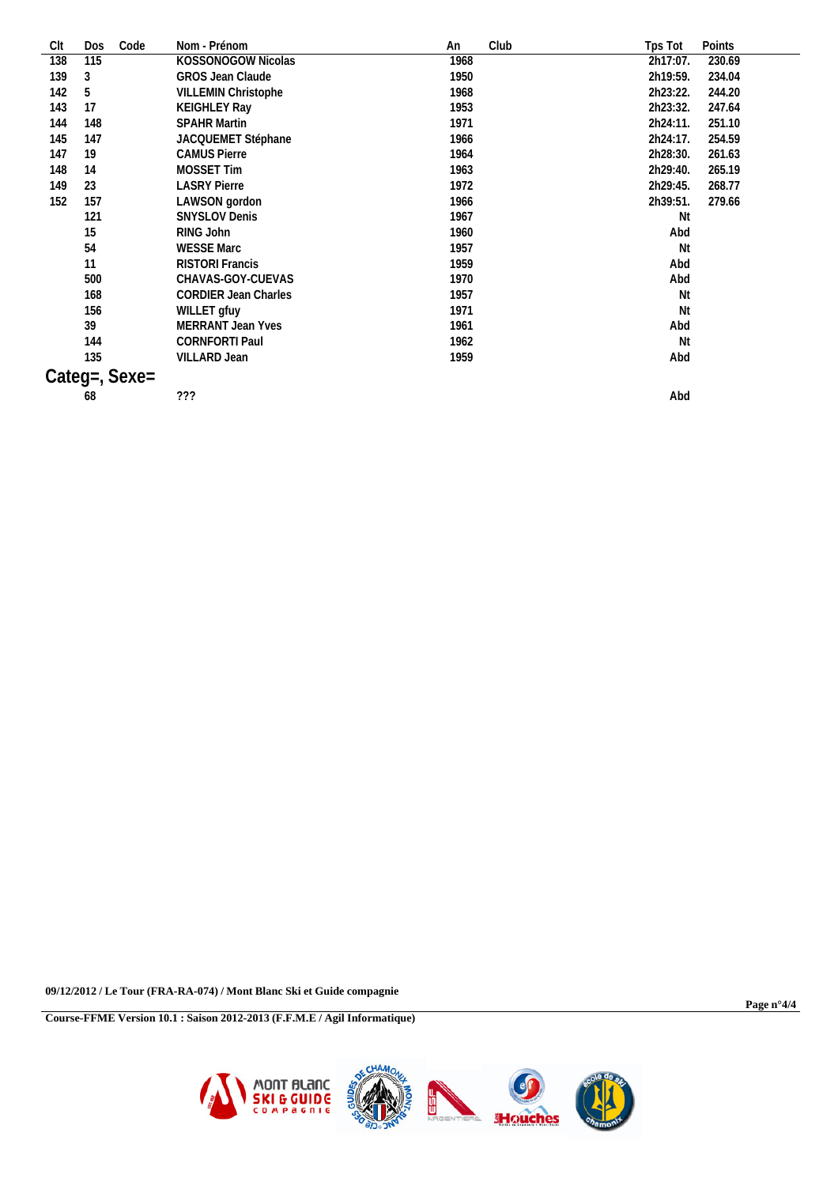| Clt | Dos | Code | Nom - Prénom | An | Club | Tps Tot | Points |
|---|---|---|---|---|---|---|---|
| 138 | 115 | | KOSSONOGOW Nicolas | 1968 | | 2h17:07. | 230.69 |
| 139 | 3 | | GROS Jean Claude | 1950 | | 2h19:59. | 234.04 |
| 142 | 5 | | VILLEMIN Christophe | 1968 | | 2h23:22. | 244.20 |
| 143 | 17 | | KEIGHLEY Ray | 1953 | | 2h23:32. | 247.64 |
| 144 | 148 | | SPAHR Martin | 1971 | | 2h24:11. | 251.10 |
| 145 | 147 | | JACQUEMET Stéphane | 1966 | | 2h24:17. | 254.59 |
| 147 | 19 | | CAMUS Pierre | 1964 | | 2h28:30. | 261.63 |
| 148 | 14 | | MOSSET Tim | 1963 | | 2h29:40. | 265.19 |
| 149 | 23 | | LASRY Pierre | 1972 | | 2h29:45. | 268.77 |
| 152 | 157 | | LAWSON gordon | 1966 | | 2h39:51. | 279.66 |
| | 121 | | SNYSLOV Denis | 1967 | | Nt | |
| | 15 | | RING John | 1960 | | Abd | |
| | 54 | | WESSE Marc | 1957 | | Nt | |
| | 11 | | RISTORI Francis | 1959 | | Abd | |
| | 500 | | CHAVAS-GOY-CUEVAS | 1970 | | Abd | |
| | 168 | | CORDIER Jean Charles | 1957 | | Nt | |
| | 156 | | WILLET gfuy | 1971 | | Nt | |
| | 39 | | MERRANT Jean Yves | 1961 | | Abd | |
| | 144 | | CORNFORTI Paul | 1962 | | Nt | |
| | 135 | | VILLARD Jean | 1959 | | Abd | |

## Categ=, Sexe=

| Clt | Dos | Code | Nom - Prénom | An | Club | Tps Tot | Points |
|---|---|---|---|---|---|---|---|
| | 68 | | ??? | | | Abd | |

**09/12/2012 / Le Tour (FRA-RA-074) / Mont Blanc Ski et Guide compagnie**

**Course-FFME Version 10.1 : Saison 2012-2013 (F.F.M.E / Agil Informatique)**